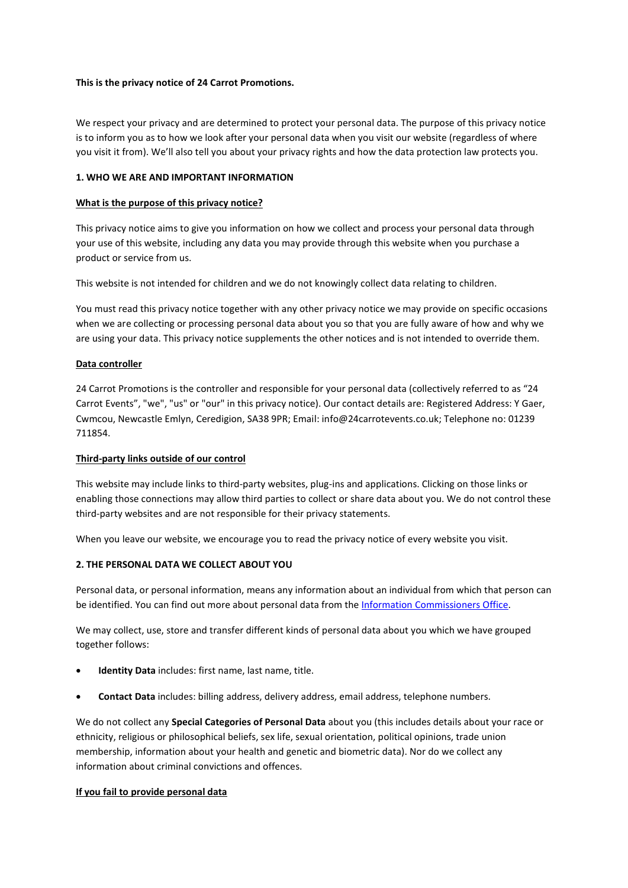**This is the privacy notice of 24 Carrot Promotions.**

We respect your privacy and are determined to protect your personal data. The purpose of this privacy notice is to inform you as to how we look after your personal data when you visit our website (regardless of where you visit it from). We'll also tell you about your privacy rights and how the data protection law protects you.

## 1. WHO WE ARE AND IMPORTANT INFORMATION

### What is the purpose of this privacy notice?

This privacy notice aims to give you information on how we collect and process your personal data through your use of this website, including any data you may provide through this website when you purchase a product or service from us.

This website is not intended for children and we do not knowingly collect data relating to children.

You must read this privacy notice together with any other privacy notice we may provide on specific occasions when we are collecting or processing personal data about you so that you are fully aware of how and why we are using your data. This privacy notice supplements the other notices and is not intended to override them.

### Data controller

24 Carrot Promotions is the controller and responsible for your personal data (collectively referred to as "24 Carrot Events", "we", "us" or "our" in this privacy notice). Our contact details are: Registered Address: Y Gaer, Cwmcou, Newcastle Emlyn, Ceredigion, SA38 9PR; Email: info@24carrotevents.co.uk; Telephone no: 01239 711854.

### Third-party links outside of our control

This website may include links to third-party websites, plug-ins and applications. Clicking on those links or enabling those connections may allow third parties to collect or share data about you. We do not control these third-party websites and are not responsible for their privacy statements.

When you leave our website, we encourage you to read the privacy notice of every website you visit.

## 2. THE PERSONAL DATA WE COLLECT ABOUT YOU

Personal data, or personal information, means any information about an individual from which that person can be identified. You can find out more about personal data from the Information Commissioners Office.

We may collect, use, store and transfer different kinds of personal data about you which we have grouped together follows:

- **Identity Data** includes: first name, last name, title.
- **Contact Data** includes: billing address, delivery address, email address, telephone numbers.

We do not collect any **Special Categories of Personal Data** about you (this includes details about your race or ethnicity, religious or philosophical beliefs, sex life, sexual orientation, political opinions, trade union membership, information about your health and genetic and biometric data). Nor do we collect any information about criminal convictions and offences.

### If you fail to provide personal data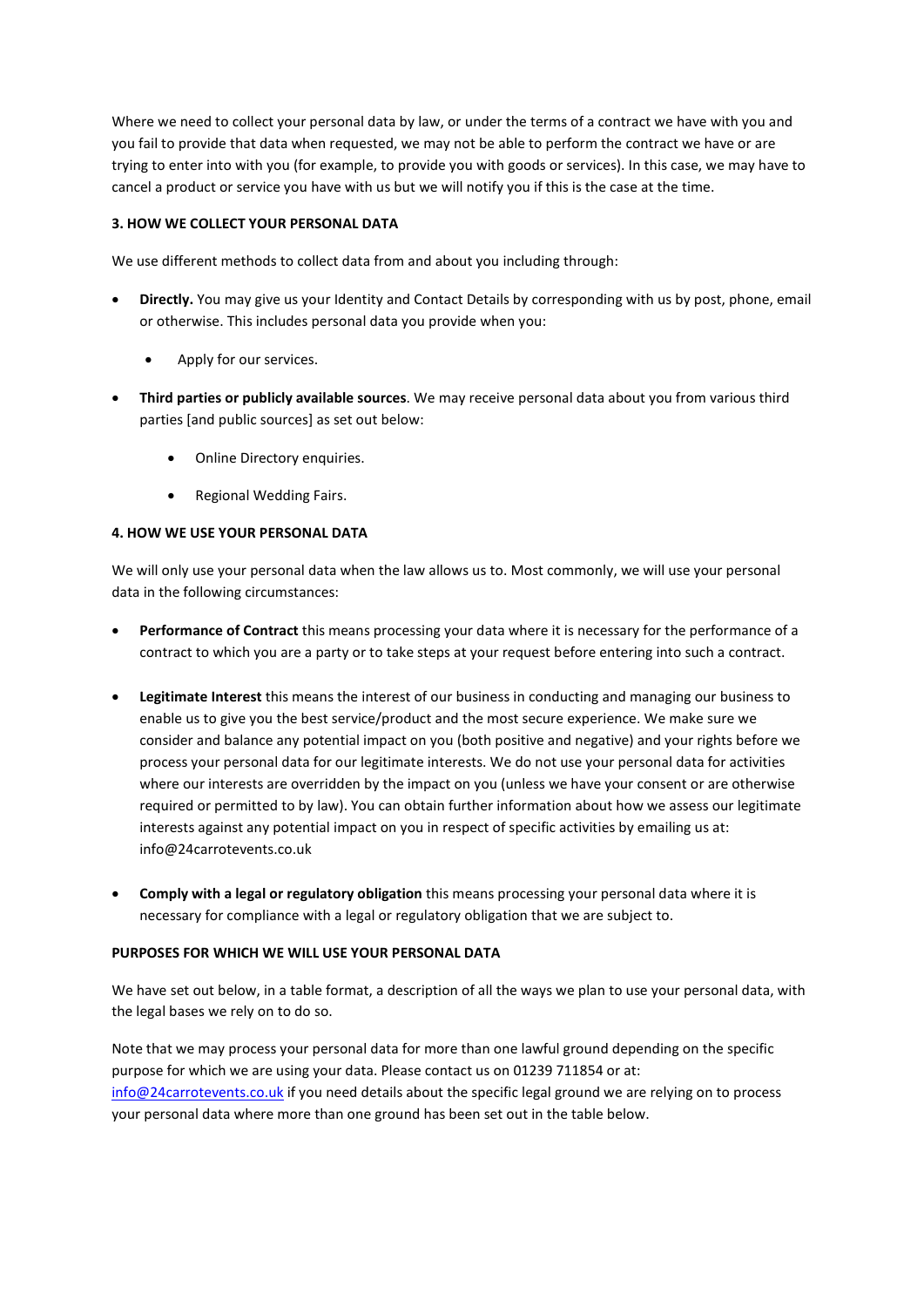Where we need to collect your personal data by law, or under the terms of a contract we have with you and you fail to provide that data when requested, we may not be able to perform the contract we have or are trying to enter into with you (for example, to provide you with goods or services). In this case, we may have to cancel a product or service you have with us but we will notify you if this is the case at the time.

**3. HOW WE COLLECT YOUR PERSONAL DATA**

We use different methods to collect data from and about you including through:

- **Directly.** You may give us your Identity and Contact Details by corresponding with us by post, phone, email or otherwise. This includes personal data you provide when you:
  - Apply for our services.
- **Third parties or publicly available sources**. We may receive personal data about you from various third parties [and public sources] as set out below:
  - Online Directory enquiries.
  - Regional Wedding Fairs.

**4. HOW WE USE YOUR PERSONAL DATA**

We will only use your personal data when the law allows us to. Most commonly, we will use your personal data in the following circumstances:

- **Performance of Contract** this means processing your data where it is necessary for the performance of a contract to which you are a party or to take steps at your request before entering into such a contract.
- **Legitimate Interest** this means the interest of our business in conducting and managing our business to enable us to give you the best service/product and the most secure experience. We make sure we consider and balance any potential impact on you (both positive and negative) and your rights before we process your personal data for our legitimate interests. We do not use your personal data for activities where our interests are overridden by the impact on you (unless we have your consent or are otherwise required or permitted to by law). You can obtain further information about how we assess our legitimate interests against any potential impact on you in respect of specific activities by emailing us at: info@24carrotevents.co.uk
- **Comply with a legal or regulatory obligation** this means processing your personal data where it is necessary for compliance with a legal or regulatory obligation that we are subject to.

**PURPOSES FOR WHICH WE WILL USE YOUR PERSONAL DATA**

We have set out below, in a table format, a description of all the ways we plan to use your personal data, with the legal bases we rely on to do so.

Note that we may process your personal data for more than one lawful ground depending on the specific purpose for which we are using your data. Please contact us on 01239 711854 or at: info@24carrotevents.co.uk if you need details about the specific legal ground we are relying on to process your personal data where more than one ground has been set out in the table below.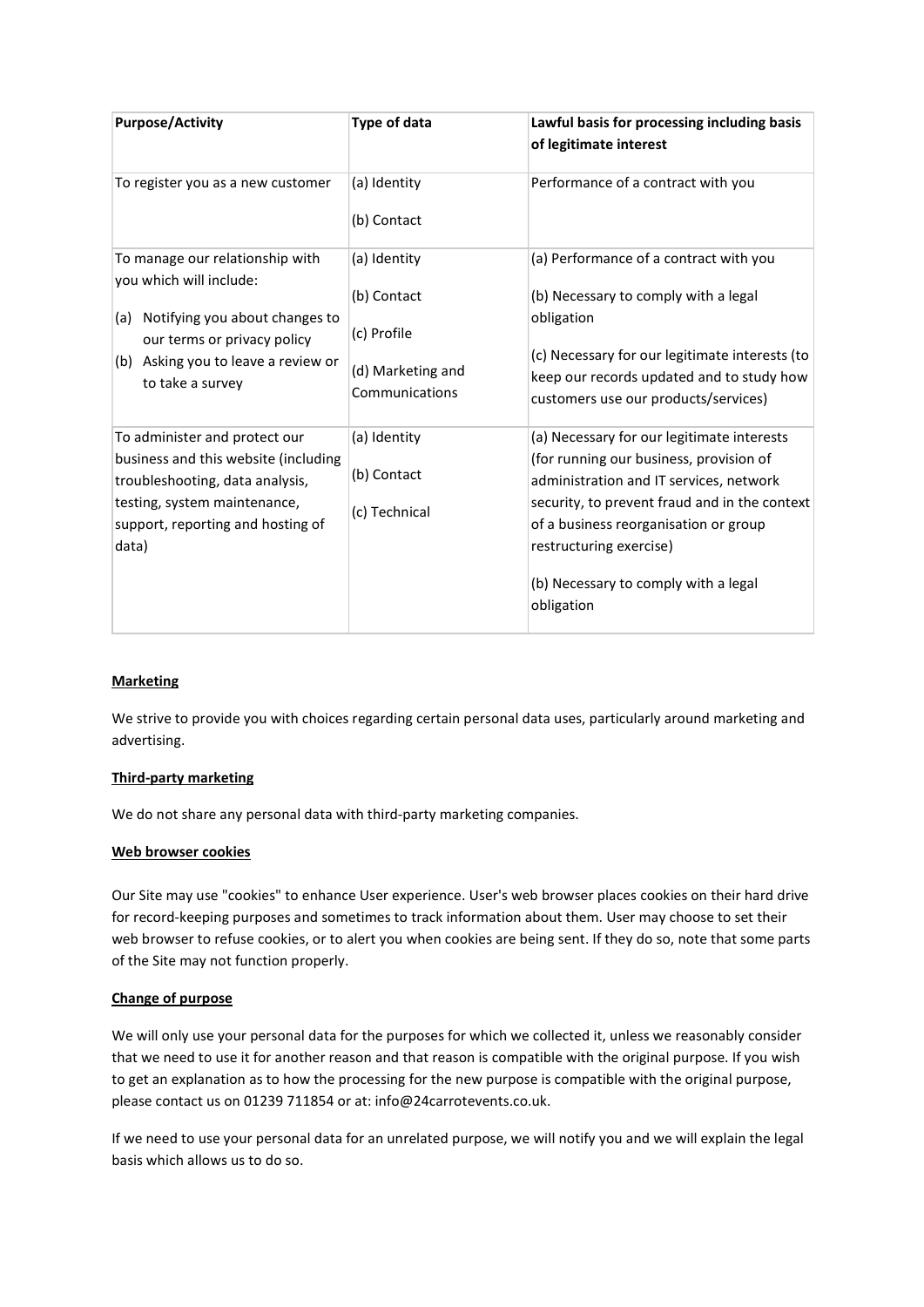| Purpose/Activity | Type of data | Lawful basis for processing including basis of legitimate interest |
| --- | --- | --- |
| To register you as a new customer | (a) Identity<br>(b) Contact | Performance of a contract with you |
| To manage our relationship with you which will include:<br>(a) Notifying you about changes to our terms or privacy policy<br>(b) Asking you to leave a review or to take a survey | (a) Identity<br>(b) Contact<br>(c) Profile<br>(d) Marketing and Communications | (a) Performance of a contract with you<br>(b) Necessary to comply with a legal obligation<br>(c) Necessary for our legitimate interests (to keep our records updated and to study how customers use our products/services) |
| To administer and protect our business and this website (including troubleshooting, data analysis, testing, system maintenance, support, reporting and hosting of data) | (a) Identity<br>(b) Contact<br>(c) Technical | (a) Necessary for our legitimate interests (for running our business, provision of administration and IT services, network security, to prevent fraud and in the context of a business reorganisation or group restructuring exercise)<br>(b) Necessary to comply with a legal obligation |

**Marketing**

We strive to provide you with choices regarding certain personal data uses, particularly around marketing and advertising.

**Third-party marketing**

We do not share any personal data with third-party marketing companies.

**Web browser cookies**

Our Site may use "cookies" to enhance User experience. User's web browser places cookies on their hard drive for record-keeping purposes and sometimes to track information about them. User may choose to set their web browser to refuse cookies, or to alert you when cookies are being sent. If they do so, note that some parts of the Site may not function properly.

**Change of purpose**

We will only use your personal data for the purposes for which we collected it, unless we reasonably consider that we need to use it for another reason and that reason is compatible with the original purpose. If you wish to get an explanation as to how the processing for the new purpose is compatible with the original purpose, please contact us on 01239 711854 or at: info@24carrotevents.co.uk.

If we need to use your personal data for an unrelated purpose, we will notify you and we will explain the legal basis which allows us to do so.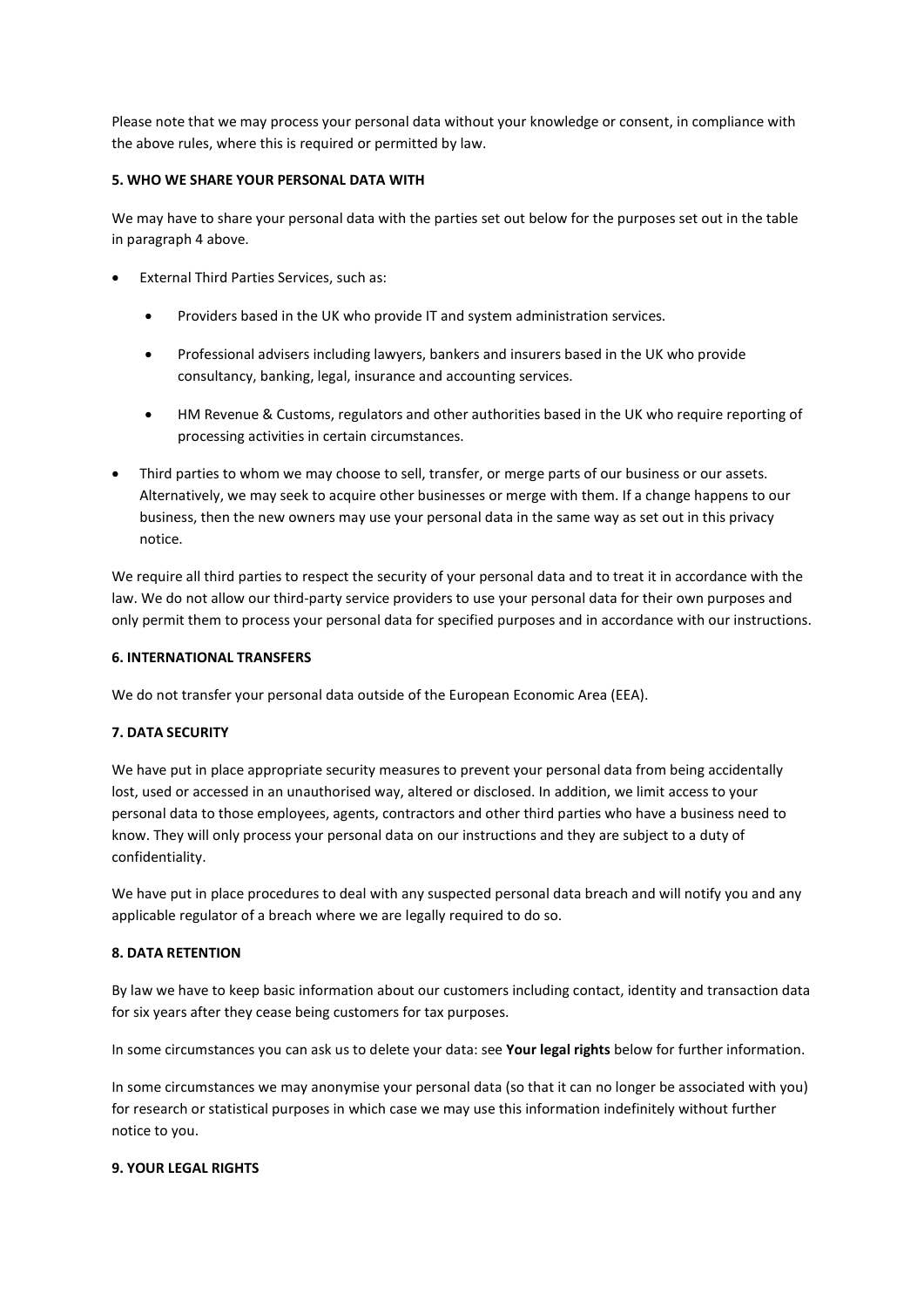Please note that we may process your personal data without your knowledge or consent, in compliance with the above rules, where this is required or permitted by law.

**5. WHO WE SHARE YOUR PERSONAL DATA WITH**

We may have to share your personal data with the parties set out below for the purposes set out in the table in paragraph 4 above.

- External Third Parties Services, such as:
  - Providers based in the UK who provide IT and system administration services.
  - Professional advisers including lawyers, bankers and insurers based in the UK who provide consultancy, banking, legal, insurance and accounting services.
  - HM Revenue & Customs, regulators and other authorities based in the UK who require reporting of processing activities in certain circumstances.
- Third parties to whom we may choose to sell, transfer, or merge parts of our business or our assets. Alternatively, we may seek to acquire other businesses or merge with them. If a change happens to our business, then the new owners may use your personal data in the same way as set out in this privacy notice.

We require all third parties to respect the security of your personal data and to treat it in accordance with the law. We do not allow our third-party service providers to use your personal data for their own purposes and only permit them to process your personal data for specified purposes and in accordance with our instructions.

**6. INTERNATIONAL TRANSFERS**

We do not transfer your personal data outside of the European Economic Area (EEA).

**7. DATA SECURITY**

We have put in place appropriate security measures to prevent your personal data from being accidentally lost, used or accessed in an unauthorised way, altered or disclosed. In addition, we limit access to your personal data to those employees, agents, contractors and other third parties who have a business need to know. They will only process your personal data on our instructions and they are subject to a duty of confidentiality.

We have put in place procedures to deal with any suspected personal data breach and will notify you and any applicable regulator of a breach where we are legally required to do so.

**8. DATA RETENTION**

By law we have to keep basic information about our customers including contact, identity and transaction data for six years after they cease being customers for tax purposes.

In some circumstances you can ask us to delete your data: see **Your legal rights** below for further information.

In some circumstances we may anonymise your personal data (so that it can no longer be associated with you) for research or statistical purposes in which case we may use this information indefinitely without further notice to you.

**9. YOUR LEGAL RIGHTS**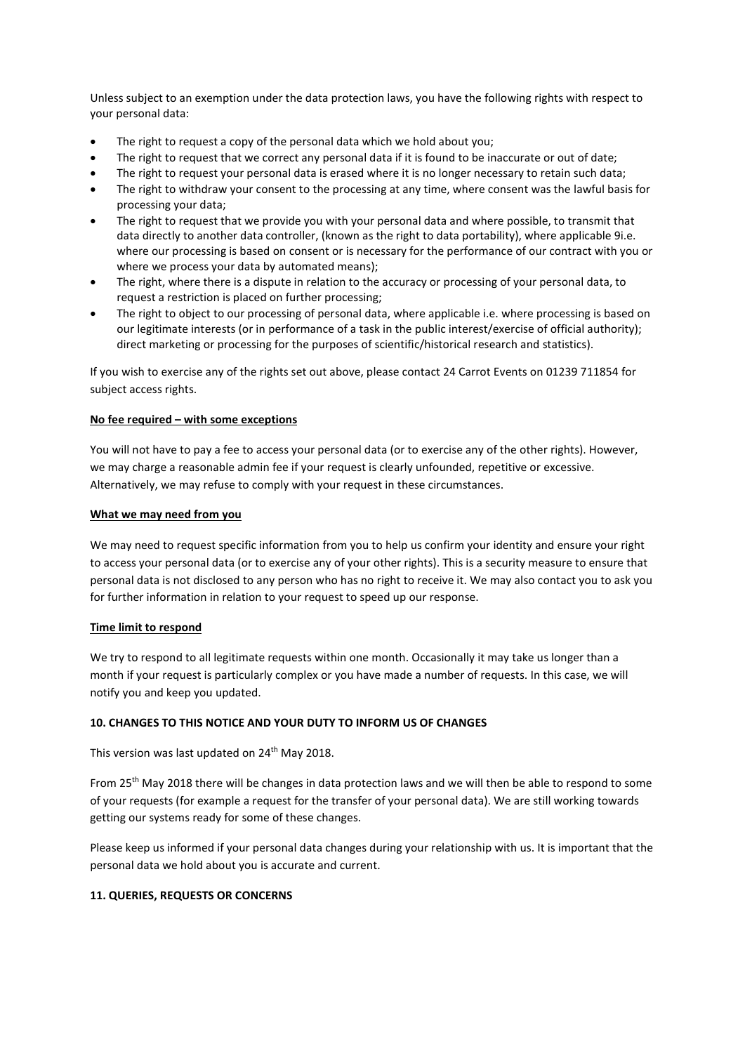Unless subject to an exemption under the data protection laws, you have the following rights with respect to your personal data:

- The right to request a copy of the personal data which we hold about you;
- The right to request that we correct any personal data if it is found to be inaccurate or out of date;
- The right to request your personal data is erased where it is no longer necessary to retain such data;
- The right to withdraw your consent to the processing at any time, where consent was the lawful basis for processing your data;
- The right to request that we provide you with your personal data and where possible, to transmit that data directly to another data controller, (known as the right to data portability), where applicable 9i.e. where our processing is based on consent or is necessary for the performance of our contract with you or where we process your data by automated means);
- The right, where there is a dispute in relation to the accuracy or processing of your personal data, to request a restriction is placed on further processing;
- The right to object to our processing of personal data, where applicable i.e. where processing is based on our legitimate interests (or in performance of a task in the public interest/exercise of official authority); direct marketing or processing for the purposes of scientific/historical research and statistics).

If you wish to exercise any of the rights set out above, please contact 24 Carrot Events on 01239 711854 for subject access rights.

**No fee required – with some exceptions**

You will not have to pay a fee to access your personal data (or to exercise any of the other rights). However, we may charge a reasonable admin fee if your request is clearly unfounded, repetitive or excessive. Alternatively, we may refuse to comply with your request in these circumstances.

**What we may need from you**

We may need to request specific information from you to help us confirm your identity and ensure your right to access your personal data (or to exercise any of your other rights). This is a security measure to ensure that personal data is not disclosed to any person who has no right to receive it. We may also contact you to ask you for further information in relation to your request to speed up our response.

**Time limit to respond**

We try to respond to all legitimate requests within one month. Occasionally it may take us longer than a month if your request is particularly complex or you have made a number of requests. In this case, we will notify you and keep you updated.

**10. CHANGES TO THIS NOTICE AND YOUR DUTY TO INFORM US OF CHANGES**

This version was last updated on 24th May 2018.

From 25th May 2018 there will be changes in data protection laws and we will then be able to respond to some of your requests (for example a request for the transfer of your personal data). We are still working towards getting our systems ready for some of these changes.

Please keep us informed if your personal data changes during your relationship with us. It is important that the personal data we hold about you is accurate and current.

**11. QUERIES, REQUESTS OR CONCERNS**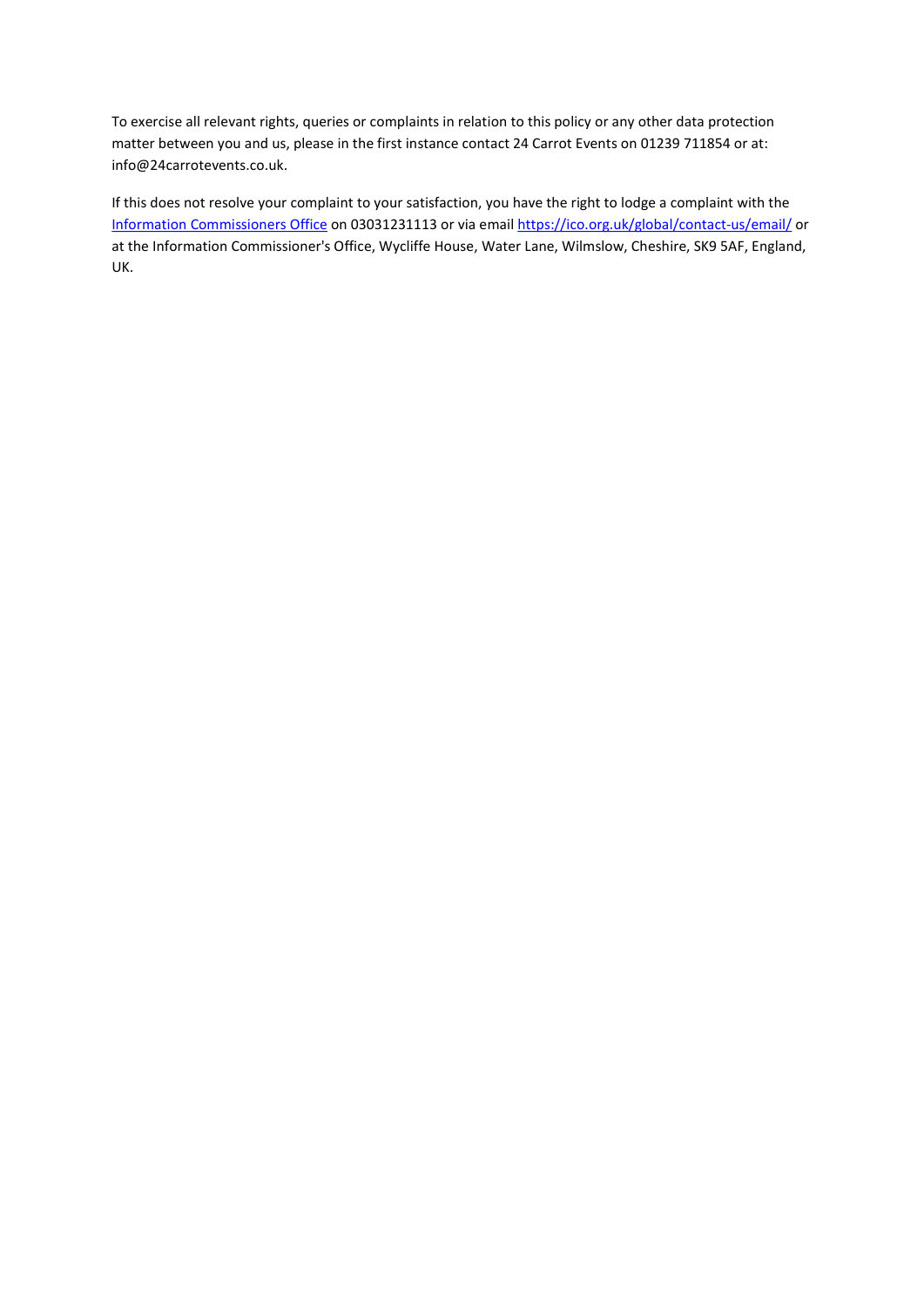To exercise all relevant rights, queries or complaints in relation to this policy or any other data protection matter between you and us, please in the first instance contact 24 Carrot Events on 01239 711854 or at: info@24carrotevents.co.uk.

If this does not resolve your complaint to your satisfaction, you have the right to lodge a complaint with the [Information Commissioners Office](https://ico.org.uk) on 03031231113 or via email https://ico.org.uk/global/contact-us/email/ or at the Information Commissioner's Office, Wycliffe House, Water Lane, Wilmslow, Cheshire, SK9 5AF, England, UK.